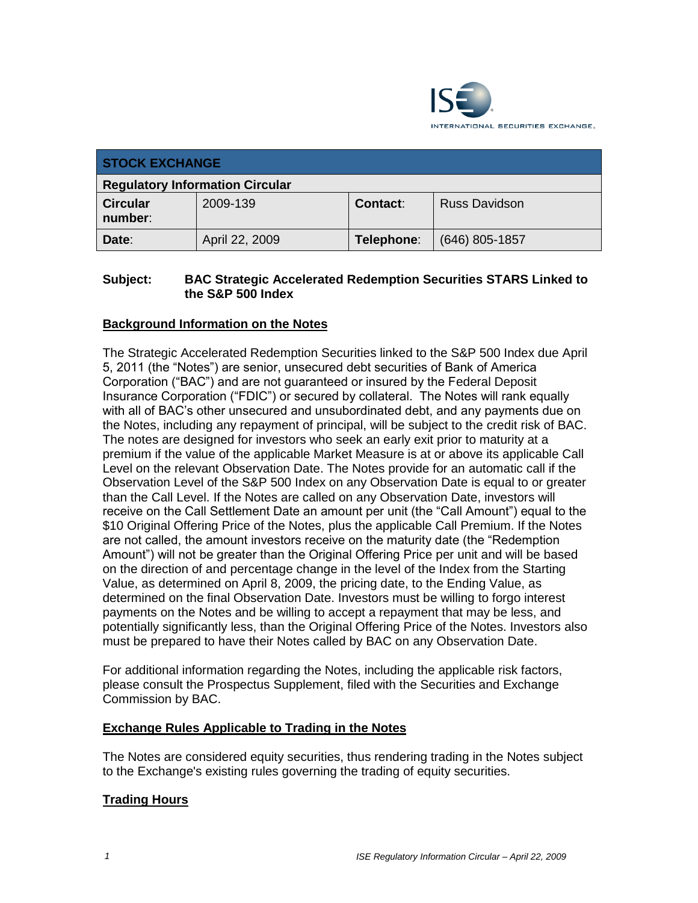| STOCK EXCHANGE | | | |
|---|---|---|---|
| **Regulatory Information Circular** | | | |
| **Circular number**: | 2009-139 | **Contact**: | Russ Davidson |
| **Date**: | April 22, 2009 | **Telephone**: | (646) 805-1857 |

**Subject: BAC Strategic Accelerated Redemption Securities STARS Linked to the S&P 500 Index**

## Background Information on the Notes

The Strategic Accelerated Redemption Securities linked to the S&P 500 Index due April 5, 2011 (the "Notes") are senior, unsecured debt securities of Bank of America Corporation ("BAC") and are not guaranteed or insured by the Federal Deposit Insurance Corporation ("FDIC") or secured by collateral. The Notes will rank equally with all of BAC's other unsecured and unsubordinated debt, and any payments due on the Notes, including any repayment of principal, will be subject to the credit risk of BAC. The notes are designed for investors who seek an early exit prior to maturity at a premium if the value of the applicable Market Measure is at or above its applicable Call Level on the relevant Observation Date. The Notes provide for an automatic call if the Observation Level of the S&P 500 Index on any Observation Date is equal to or greater than the Call Level. If the Notes are called on any Observation Date, investors will receive on the Call Settlement Date an amount per unit (the "Call Amount") equal to the $10 Original Offering Price of the Notes, plus the applicable Call Premium. If the Notes are not called, the amount investors receive on the maturity date (the "Redemption Amount") will not be greater than the Original Offering Price per unit and will be based on the direction of and percentage change in the level of the Index from the Starting Value, as determined on April 8, 2009, the pricing date, to the Ending Value, as determined on the final Observation Date. Investors must be willing to forgo interest payments on the Notes and be willing to accept a repayment that may be less, and potentially significantly less, than the Original Offering Price of the Notes. Investors also must be prepared to have their Notes called by BAC on any Observation Date.

For additional information regarding the Notes, including the applicable risk factors, please consult the Prospectus Supplement, filed with the Securities and Exchange Commission by BAC.

## Exchange Rules Applicable to Trading in the Notes

The Notes are considered equity securities, thus rendering trading in the Notes subject to the Exchange's existing rules governing the trading of equity securities.

## Trading Hours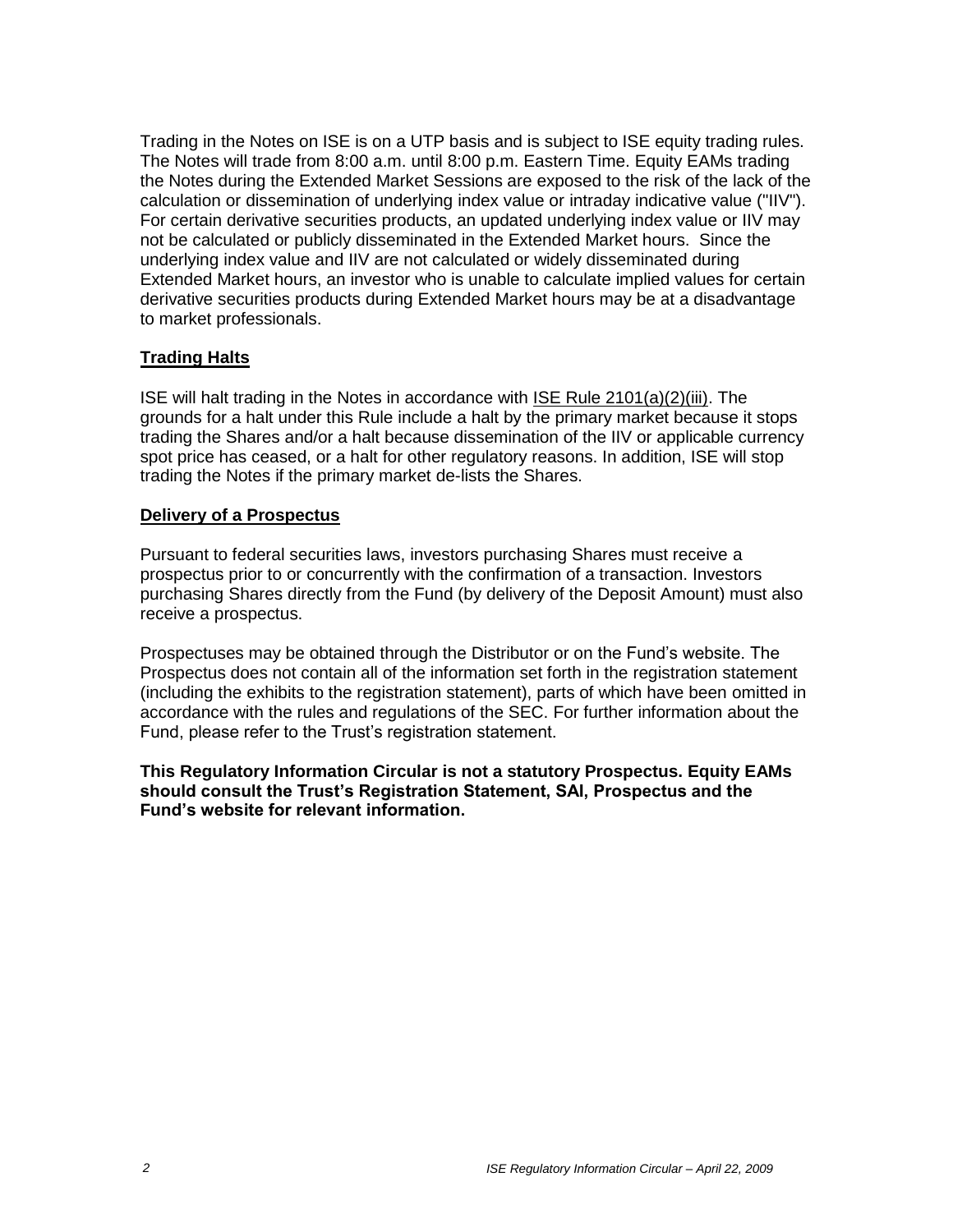Trading in the Notes on ISE is on a UTP basis and is subject to ISE equity trading rules. The Notes will trade from 8:00 a.m. until 8:00 p.m. Eastern Time. Equity EAMs trading the Notes during the Extended Market Sessions are exposed to the risk of the lack of the calculation or dissemination of underlying index value or intraday indicative value ("IIV"). For certain derivative securities products, an updated underlying index value or IIV may not be calculated or publicly disseminated in the Extended Market hours. Since the underlying index value and IIV are not calculated or widely disseminated during Extended Market hours, an investor who is unable to calculate implied values for certain derivative securities products during Extended Market hours may be at a disadvantage to market professionals.

**Trading Halts**

ISE will halt trading in the Notes in accordance with ISE Rule 2101(a)(2)(iii). The grounds for a halt under this Rule include a halt by the primary market because it stops trading the Shares and/or a halt because dissemination of the IIV or applicable currency spot price has ceased, or a halt for other regulatory reasons. In addition, ISE will stop trading the Notes if the primary market de-lists the Shares.

**Delivery of a Prospectus**

Pursuant to federal securities laws, investors purchasing Shares must receive a prospectus prior to or concurrently with the confirmation of a transaction. Investors purchasing Shares directly from the Fund (by delivery of the Deposit Amount) must also receive a prospectus.

Prospectuses may be obtained through the Distributor or on the Fund's website. The Prospectus does not contain all of the information set forth in the registration statement (including the exhibits to the registration statement), parts of which have been omitted in accordance with the rules and regulations of the SEC. For further information about the Fund, please refer to the Trust's registration statement.

**This Regulatory Information Circular is not a statutory Prospectus. Equity EAMs should consult the Trust's Registration Statement, SAI, Prospectus and the Fund's website for relevant information.**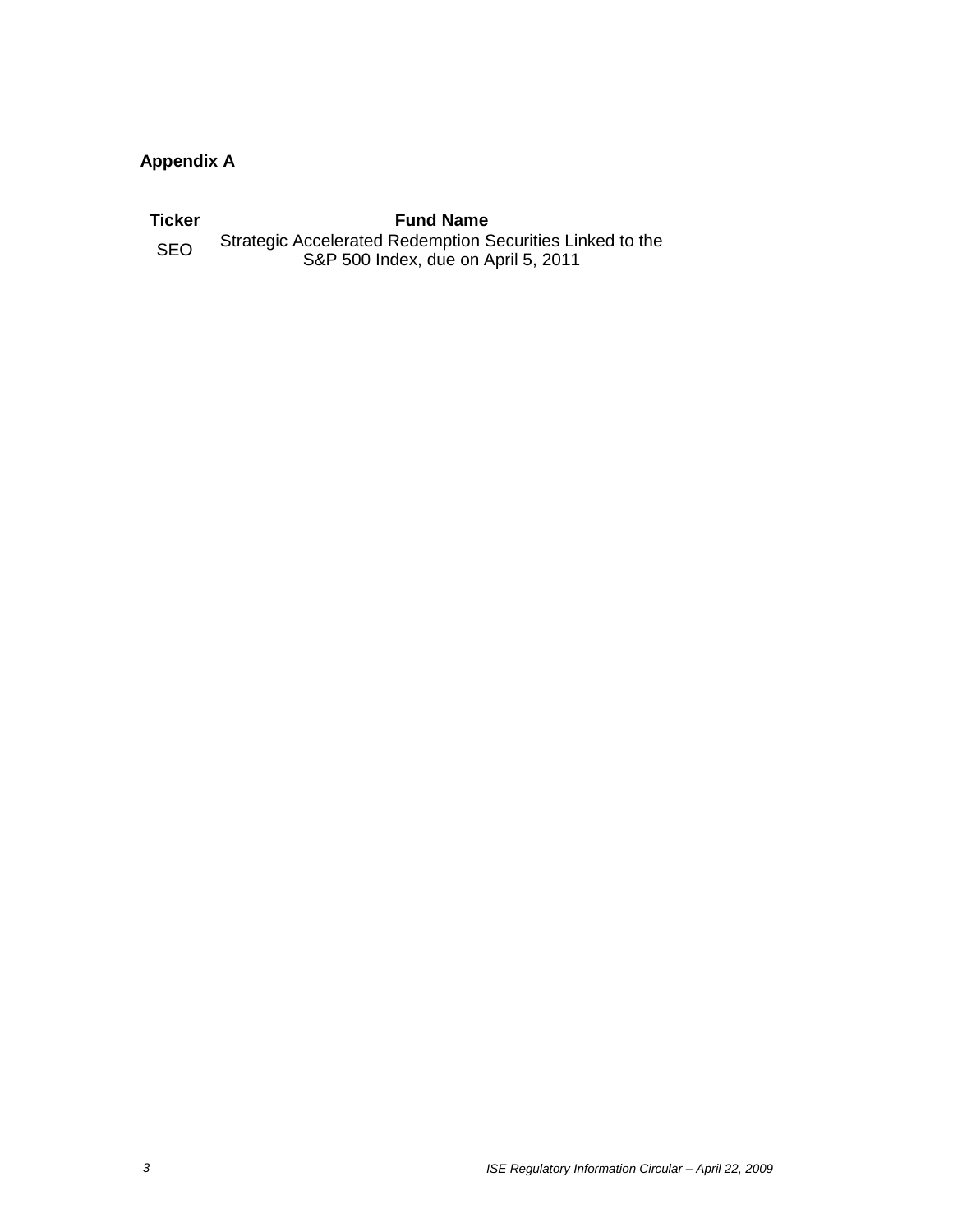**Appendix A**

| Ticker | Fund Name |
|---|---|
| SEO | Strategic Accelerated Redemption Securities Linked to the S&P 500 Index, due on April 5, 2011 |